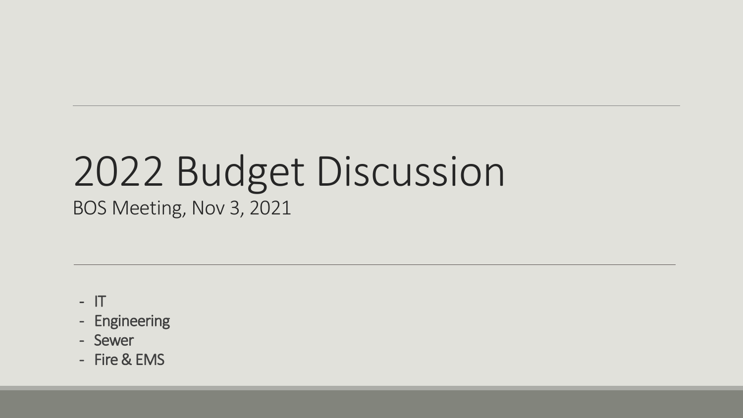# 2022 Budget Discussion

BOS Meeting, Nov 3, 2021

- IT
- Engineering
- Sewer
- Fire & EMS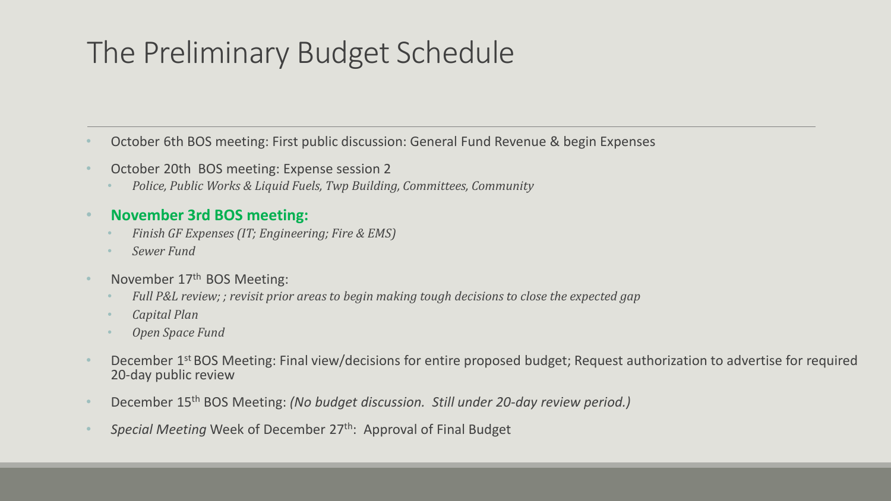# The Preliminary Budget Schedule

- October 6th BOS meeting: First public discussion: General Fund Revenue & begin Expenses
- October 20th BOS meeting: Expense session 2
  - *Police, Public Works & Liquid Fuels, Twp Building, Committees, Community*
- **November 3rd BOS meeting:**
  - *Finish GF Expenses (IT; Engineering; Fire & EMS)*
  - *Sewer Fund*
- November 17th BOS Meeting:
  - *Full P&L review; ; revisit prior areas to begin making tough decisions to close the expected gap*
  - *Capital Plan*
  - *Open Space Fund*
- December 1st BOS Meeting: Final view/decisions for entire proposed budget; Request authorization to advertise for required 20-day public review
- December 15th BOS Meeting: *(No budget discussion. Still under 20-day review period.)*
- *Special Meeting* Week of December 27th: Approval of Final Budget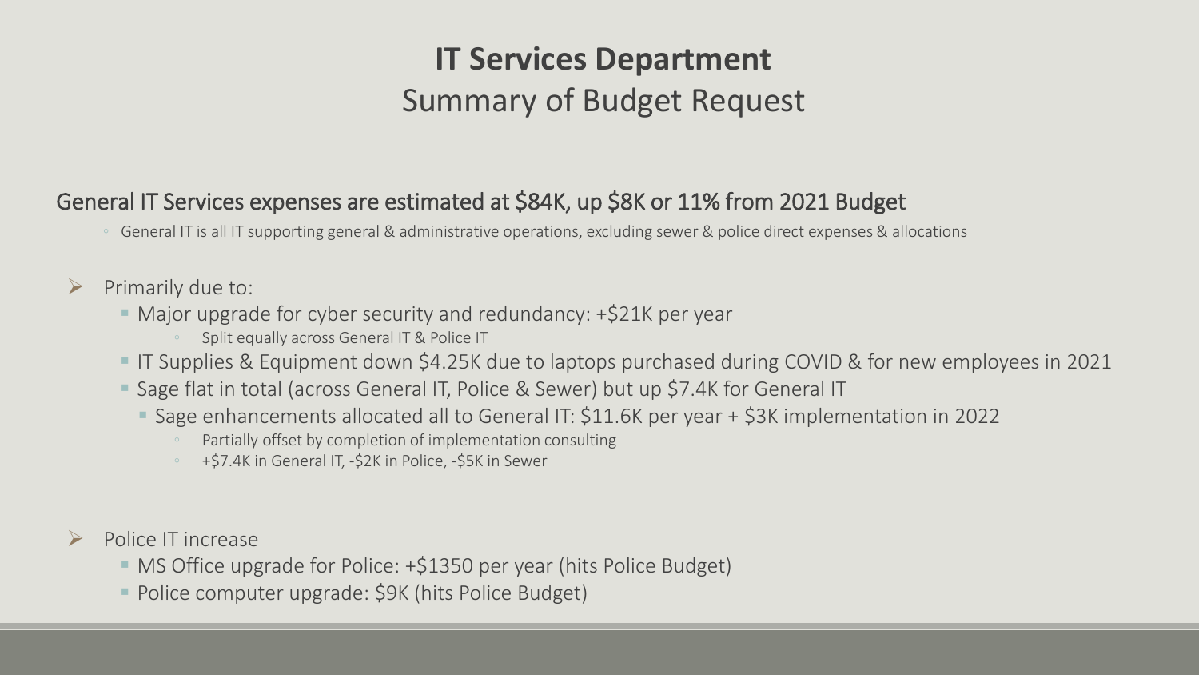# IT Services Department

## Summary of Budget Request

### General IT Services expenses are estimated at $84K, up $8K or 11% from 2021 Budget

- General IT is all IT supporting general & administrative operations, excluding sewer & police direct expenses & allocations

- Primarily due to:
  - Major upgrade for cyber security and redundancy: +$21K per year
    - Split equally across General IT & Police IT
  - IT Supplies & Equipment down $4.25K due to laptops purchased during COVID & for new employees in 2021
  - Sage flat in total (across General IT, Police & Sewer) but up $7.4K for General IT
    - Sage enhancements allocated all to General IT: $11.6K per year + $3K implementation in 2022
      - Partially offset by completion of implementation consulting
      - +$7.4K in General IT, -$2K in Police, -$5K in Sewer

- Police IT increase
  - MS Office upgrade for Police: +$1350 per year (hits Police Budget)
  - Police computer upgrade: $9K (hits Police Budget)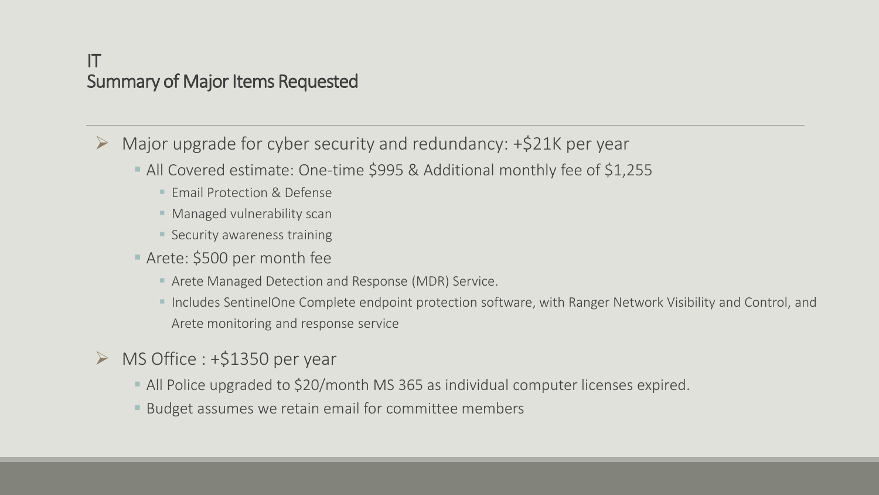## IT
## Summary of Major Items Requested

- Major upgrade for cyber security and redundancy: +$21K per year
  - All Covered estimate: One-time $995 & Additional monthly fee of $1,255
    - Email Protection & Defense
    - Managed vulnerability scan
    - Security awareness training
  - Arete: $500 per month fee
    - Arete Managed Detection and Response (MDR) Service.
    - Includes SentinelOne Complete endpoint protection software, with Ranger Network Visibility and Control, and Arete monitoring and response service
- MS Office : +$1350 per year
  - All Police upgraded to $20/month MS 365 as individual computer licenses expired.
  - Budget assumes we retain email for committee members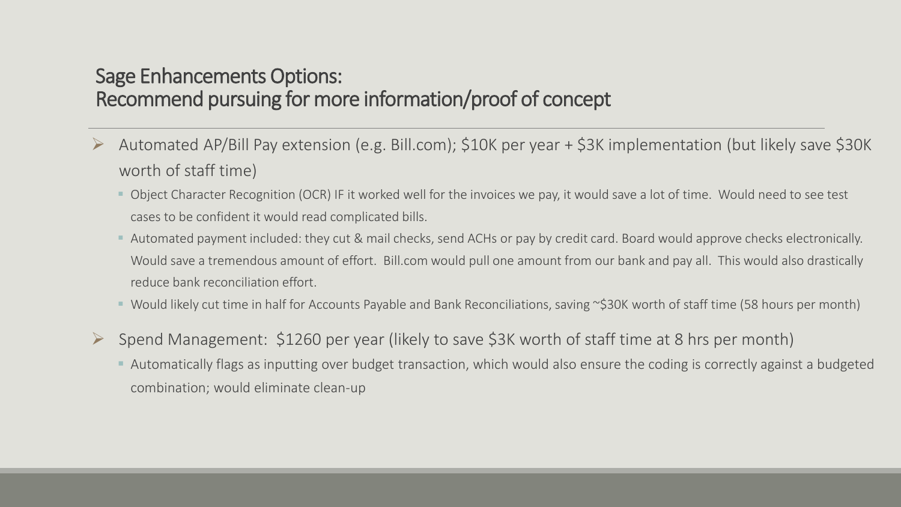## Sage Enhancements Options:
## Recommend pursuing for more information/proof of concept

- Automated AP/Bill Pay extension (e.g. Bill.com); $10K per year + $3K implementation (but likely save $30K worth of staff time)
  - Object Character Recognition (OCR) IF it worked well for the invoices we pay, it would save a lot of time. Would need to see test cases to be confident it would read complicated bills.
  - Automated payment included: they cut & mail checks, send ACHs or pay by credit card. Board would approve checks electronically. Would save a tremendous amount of effort. Bill.com would pull one amount from our bank and pay all. This would also drastically reduce bank reconciliation effort.
  - Would likely cut time in half for Accounts Payable and Bank Reconciliations, saving ~$30K worth of staff time (58 hours per month)
- Spend Management: $1260 per year (likely to save $3K worth of staff time at 8 hrs per month)
  - Automatically flags as inputting over budget transaction, which would also ensure the coding is correctly against a budgeted combination; would eliminate clean-up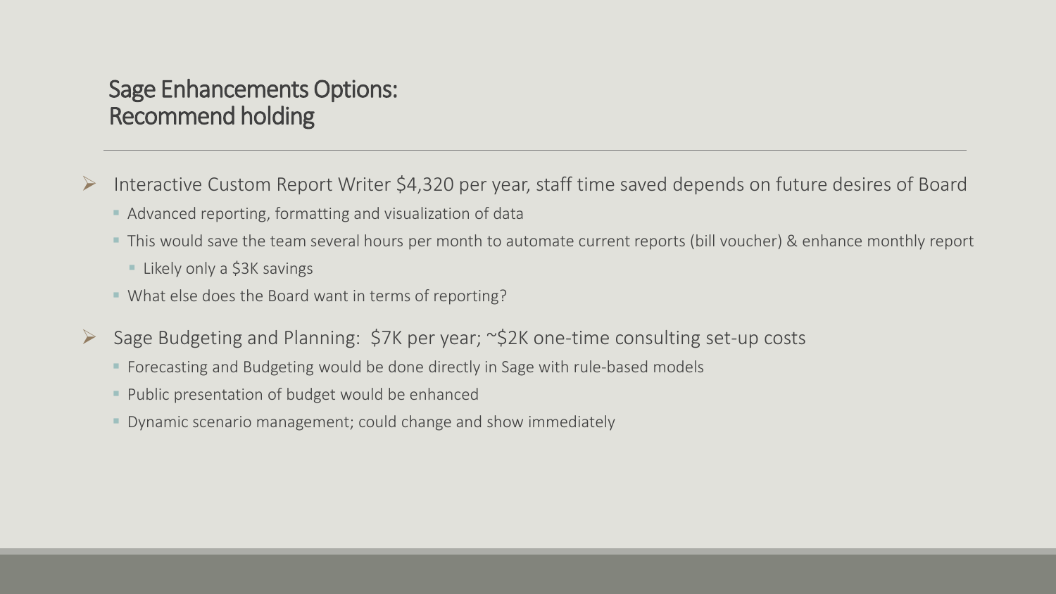## Sage Enhancements Options:
## Recommend holding

- Interactive Custom Report Writer $4,320 per year, staff time saved depends on future desires of Board
  - Advanced reporting, formatting and visualization of data
  - This would save the team several hours per month to automate current reports (bill voucher) & enhance monthly report
    - Likely only a $3K savings
  - What else does the Board want in terms of reporting?
- Sage Budgeting and Planning: $7K per year; ~$2K one-time consulting set-up costs
  - Forecasting and Budgeting would be done directly in Sage with rule-based models
  - Public presentation of budget would be enhanced
  - Dynamic scenario management; could change and show immediately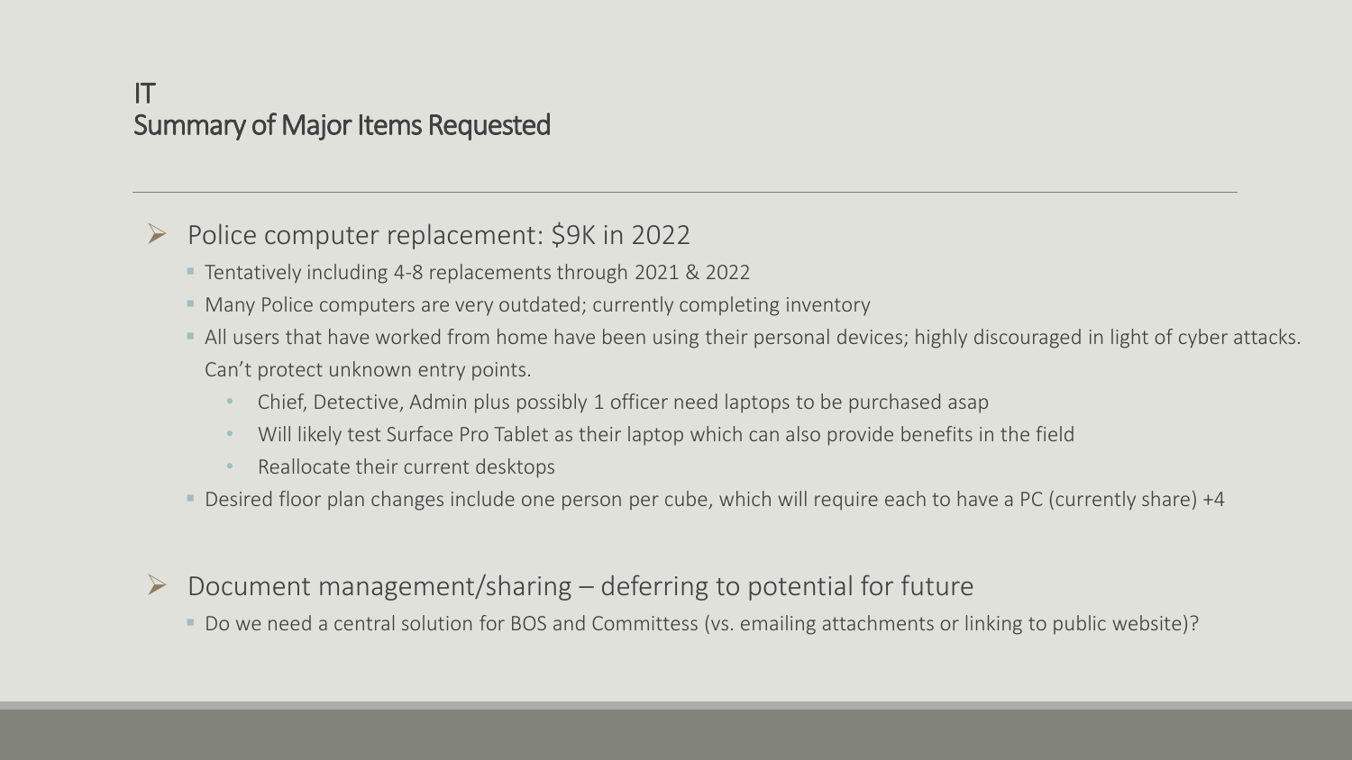# IT
## Summary of Major Items Requested

- Police computer replacement: $9K in 2022
  - Tentatively including 4-8 replacements through 2021 & 2022
  - Many Police computers are very outdated; currently completing inventory
  - All users that have worked from home have been using their personal devices; highly discouraged in light of cyber attacks. Can't protect unknown entry points.
    - Chief, Detective, Admin plus possibly 1 officer need laptops to be purchased asap
    - Will likely test Surface Pro Tablet as their laptop which can also provide benefits in the field
    - Reallocate their current desktops
  - Desired floor plan changes include one person per cube, which will require each to have a PC (currently share) +4

- Document management/sharing – deferring to potential for future
  - Do we need a central solution for BOS and Committess (vs. emailing attachments or linking to public website)?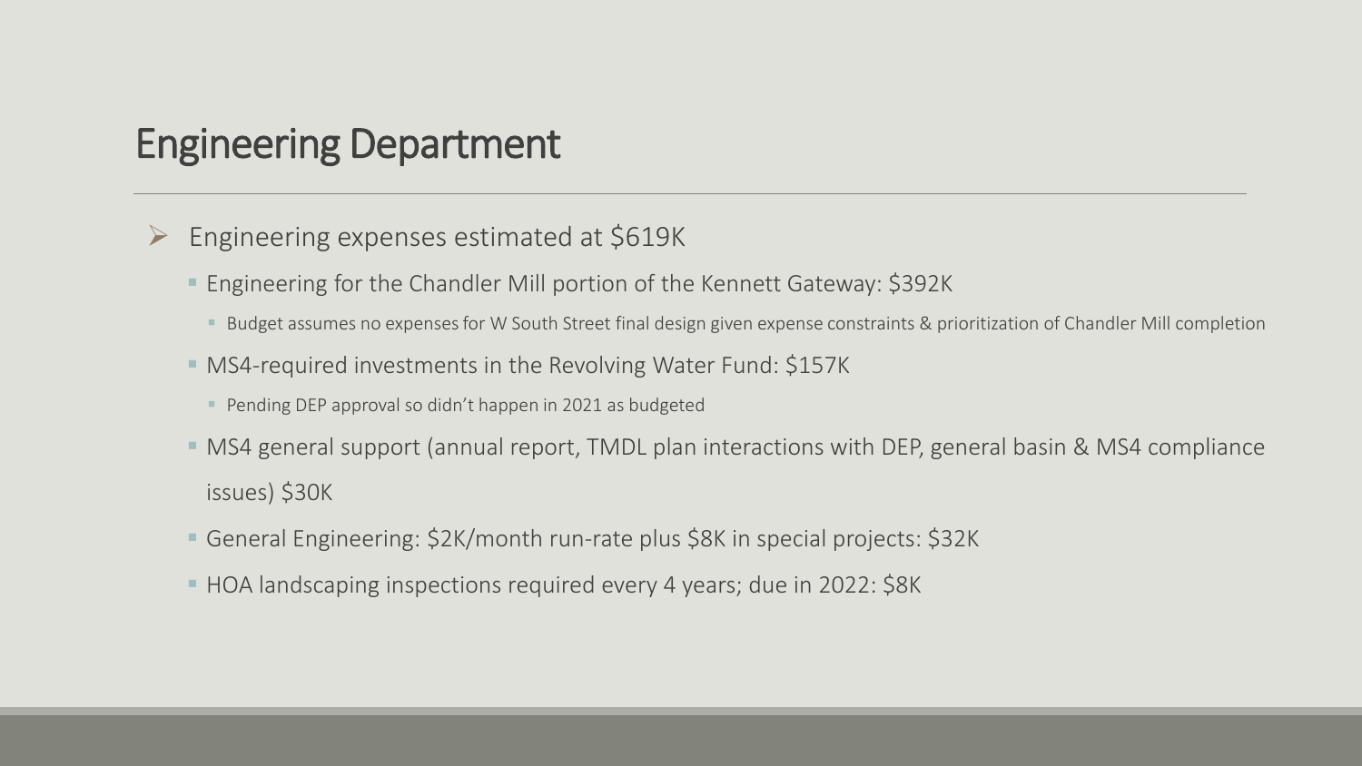# Engineering Department

- Engineering expenses estimated at $619K
  - Engineering for the Chandler Mill portion of the Kennett Gateway: $392K
    - Budget assumes no expenses for W South Street final design given expense constraints & prioritization of Chandler Mill completion
  - MS4-required investments in the Revolving Water Fund: $157K
    - Pending DEP approval so didn't happen in 2021 as budgeted
  - MS4 general support (annual report, TMDL plan interactions with DEP, general basin & MS4 compliance issues) $30K
  - General Engineering: $2K/month run-rate plus $8K in special projects: $32K
  - HOA landscaping inspections required every 4 years; due in 2022: $8K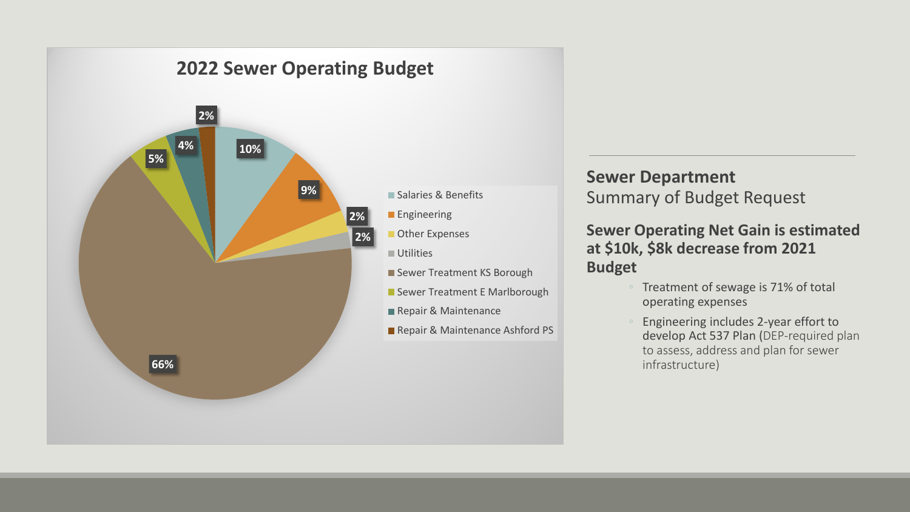2022 Sewer Operating Budget

10%
9%
2%
2%
66%
5%
4%
2%

Salaries & Benefits
Engineering
Other Expenses
Utilities
Sewer Treatment KS Borough
Sewer Treatment E Marlborough
Repair & Maintenance
Repair & Maintenance Ashford PS

## Sewer Department
Summary of Budget Request

### Sewer Operating Net Gain is estimated at $10k, $8k decrease from 2021 Budget

- Treatment of sewage is 71% of total operating expenses
- Engineering includes 2-year effort to develop Act 537 Plan (DEP-required plan to assess, address and plan for sewer infrastructure)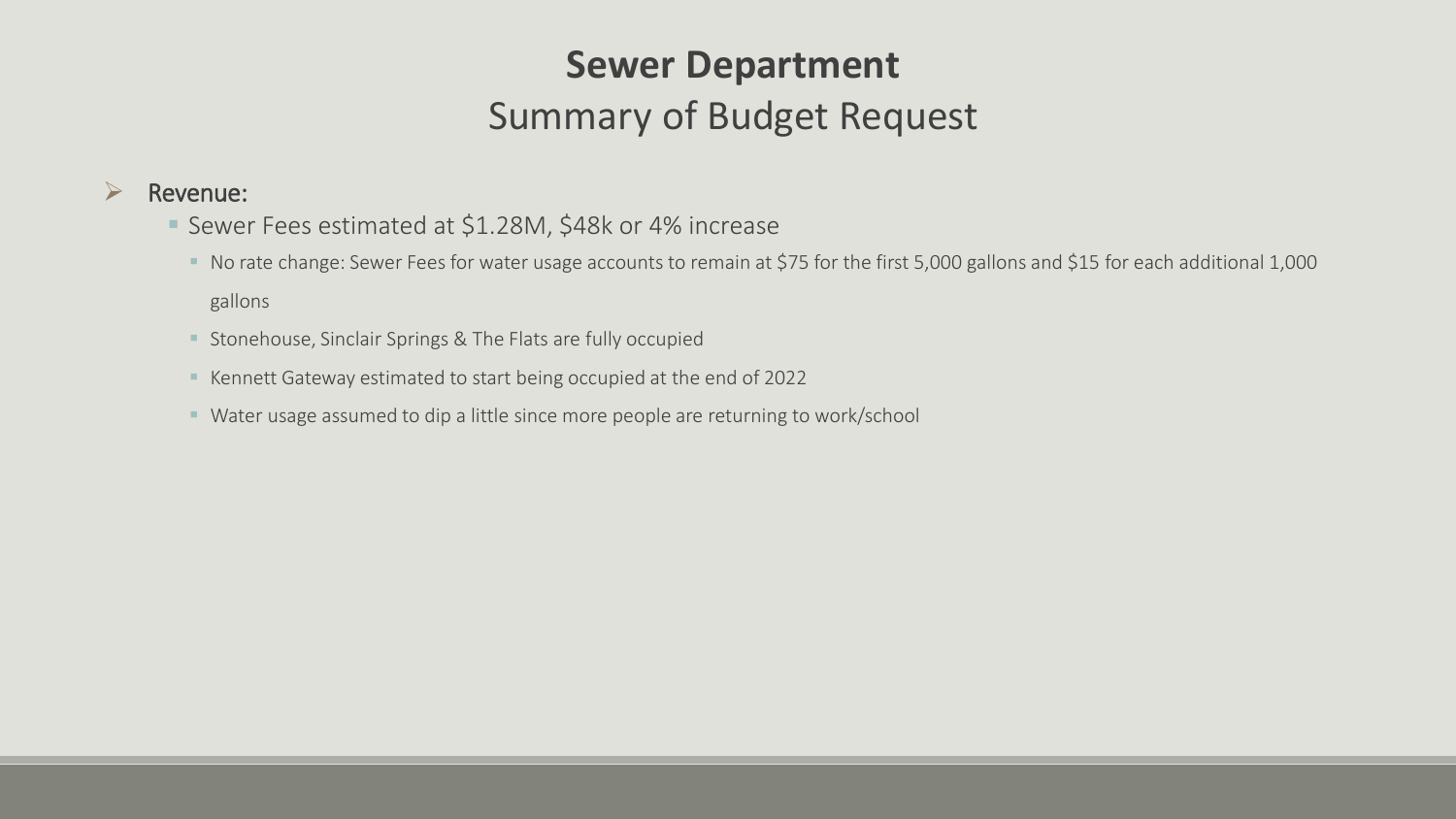# Sewer Department

## Summary of Budget Request

- Revenue:
  - Sewer Fees estimated at $1.28M, $48k or 4% increase
    - No rate change: Sewer Fees for water usage accounts to remain at $75 for the first 5,000 gallons and $15 for each additional 1,000 gallons
    - Stonehouse, Sinclair Springs & The Flats are fully occupied
    - Kennett Gateway estimated to start being occupied at the end of 2022
    - Water usage assumed to dip a little since more people are returning to work/school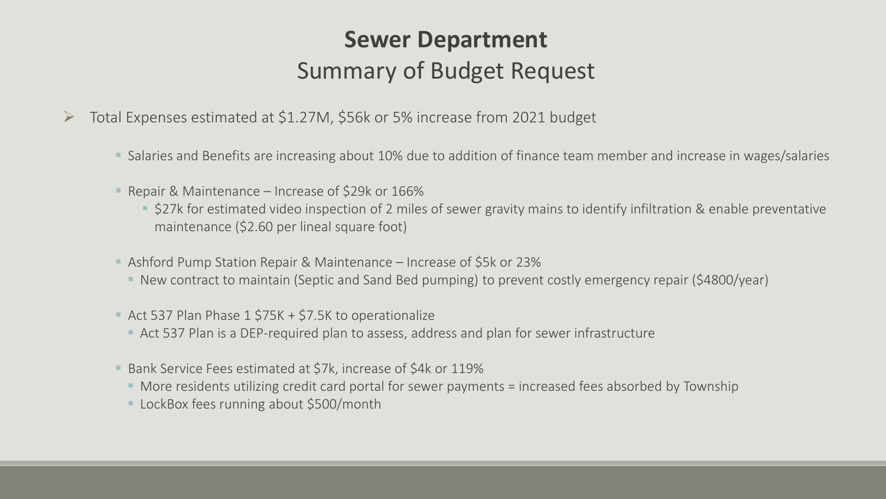# Sewer Department

## Summary of Budget Request

- Total Expenses estimated at $1.27M, $56k or 5% increase from 2021 budget
  - Salaries and Benefits are increasing about 10% due to addition of finance team member and increase in wages/salaries
  - Repair & Maintenance – Increase of $29k or 166%
    - $27k for estimated video inspection of 2 miles of sewer gravity mains to identify infiltration & enable preventative maintenance ($2.60 per lineal square foot)
  - Ashford Pump Station Repair & Maintenance – Increase of $5k or 23%
    - New contract to maintain (Septic and Sand Bed pumping) to prevent costly emergency repair ($4800/year)
  - Act 537 Plan Phase 1 $75K + $7.5K to operationalize
    - Act 537 Plan is a DEP-required plan to assess, address and plan for sewer infrastructure
  - Bank Service Fees estimated at $7k, increase of $4k or 119%
    - More residents utilizing credit card portal for sewer payments = increased fees absorbed by Township
    - LockBox fees running about $500/month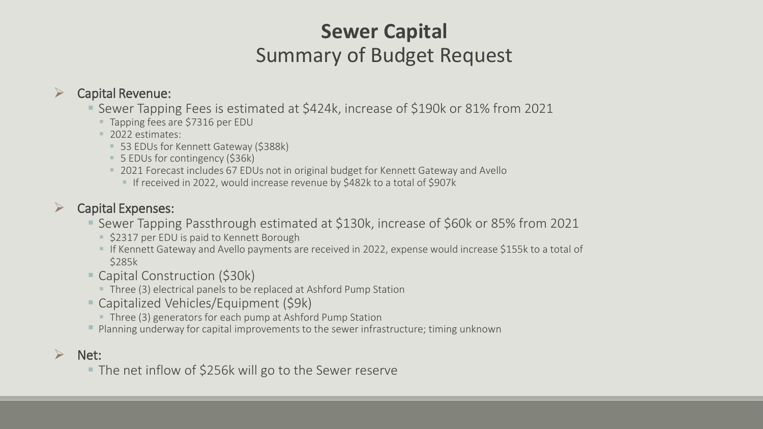# Sewer Capital
## Summary of Budget Request

- **Capital Revenue:**
  - Sewer Tapping Fees is estimated at $424k, increase of $190k or 81% from 2021
    - Tapping fees are $7316 per EDU
    - 2022 estimates:
      - 53 EDUs for Kennett Gateway ($388k)
      - 5 EDUs for contingency ($36k)
      - 2021 Forecast includes 67 EDUs not in original budget for Kennett Gateway and Avello
        - If received in 2022, would increase revenue by $482k to a total of $907k

- **Capital Expenses:**
  - Sewer Tapping Passthrough estimated at $130k, increase of $60k or 85% from 2021
    - $2317 per EDU is paid to Kennett Borough
    - If Kennett Gateway and Avello payments are received in 2022, expense would increase $155k to a total of $285k
  - Capital Construction ($30k)
    - Three (3) electrical panels to be replaced at Ashford Pump Station
  - Capitalized Vehicles/Equipment ($9k)
    - Three (3) generators for each pump at Ashford Pump Station
  - Planning underway for capital improvements to the sewer infrastructure; timing unknown

- **Net:**
  - The net inflow of $256k will go to the Sewer reserve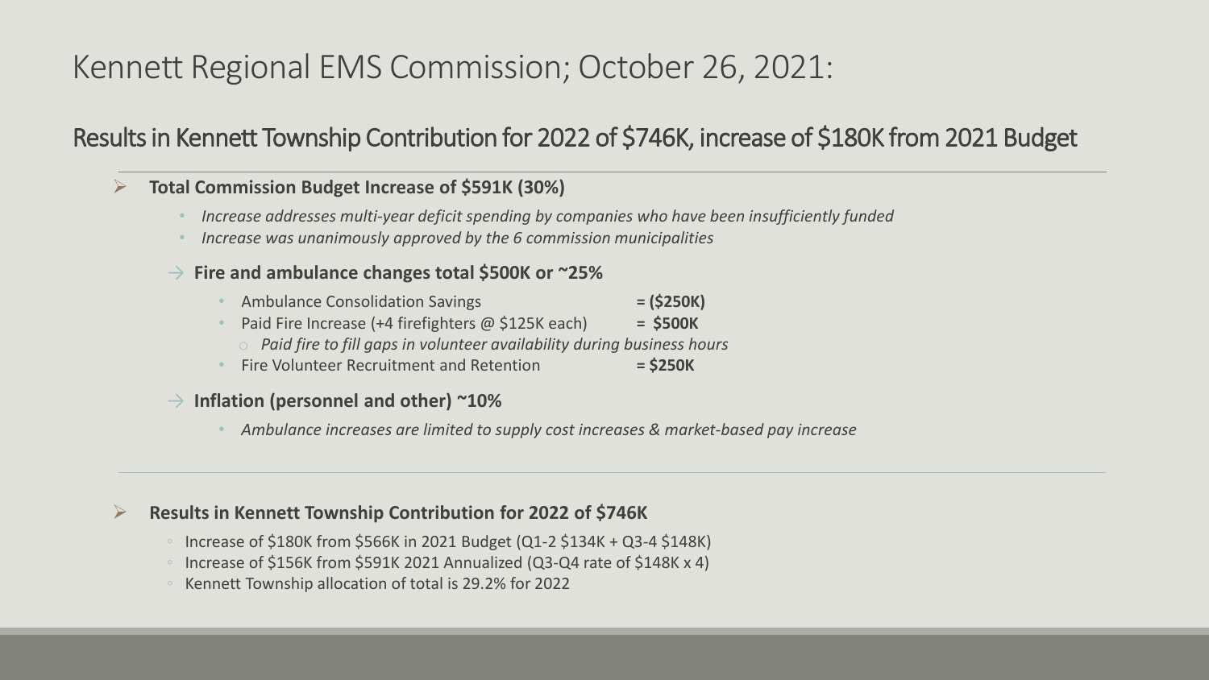# Kennett Regional EMS Commission; October 26, 2021:

## Results in Kennett Township Contribution for 2022 of $746K, increase of $180K from 2021 Budget

- **Total Commission Budget Increase of $591K (30%)**
  - *Increase addresses multi-year deficit spending by companies who have been insufficiently funded*
  - *Increase was unanimously approved by the 6 commission municipalities*
  - **Fire and ambulance changes total $500K or ~25%**
    - Ambulance Consolidation Savings **= ($250K)**
    - Paid Fire Increase (+4 firefighters @ $125K each) **= $500K**
      - *Paid fire to fill gaps in volunteer availability during business hours*
    - Fire Volunteer Recruitment and Retention **= $250K**
  - **Inflation (personnel and other) ~10%**
    - *Ambulance increases are limited to supply cost increases & market-based pay increase*

---

- **Results in Kennett Township Contribution for 2022 of $746K**
  - Increase of $180K from $566K in 2021 Budget (Q1-2 $134K + Q3-4 $148K)
  - Increase of $156K from $591K 2021 Annualized (Q3-Q4 rate of $148K x 4)
  - Kennett Township allocation of total is 29.2% for 2022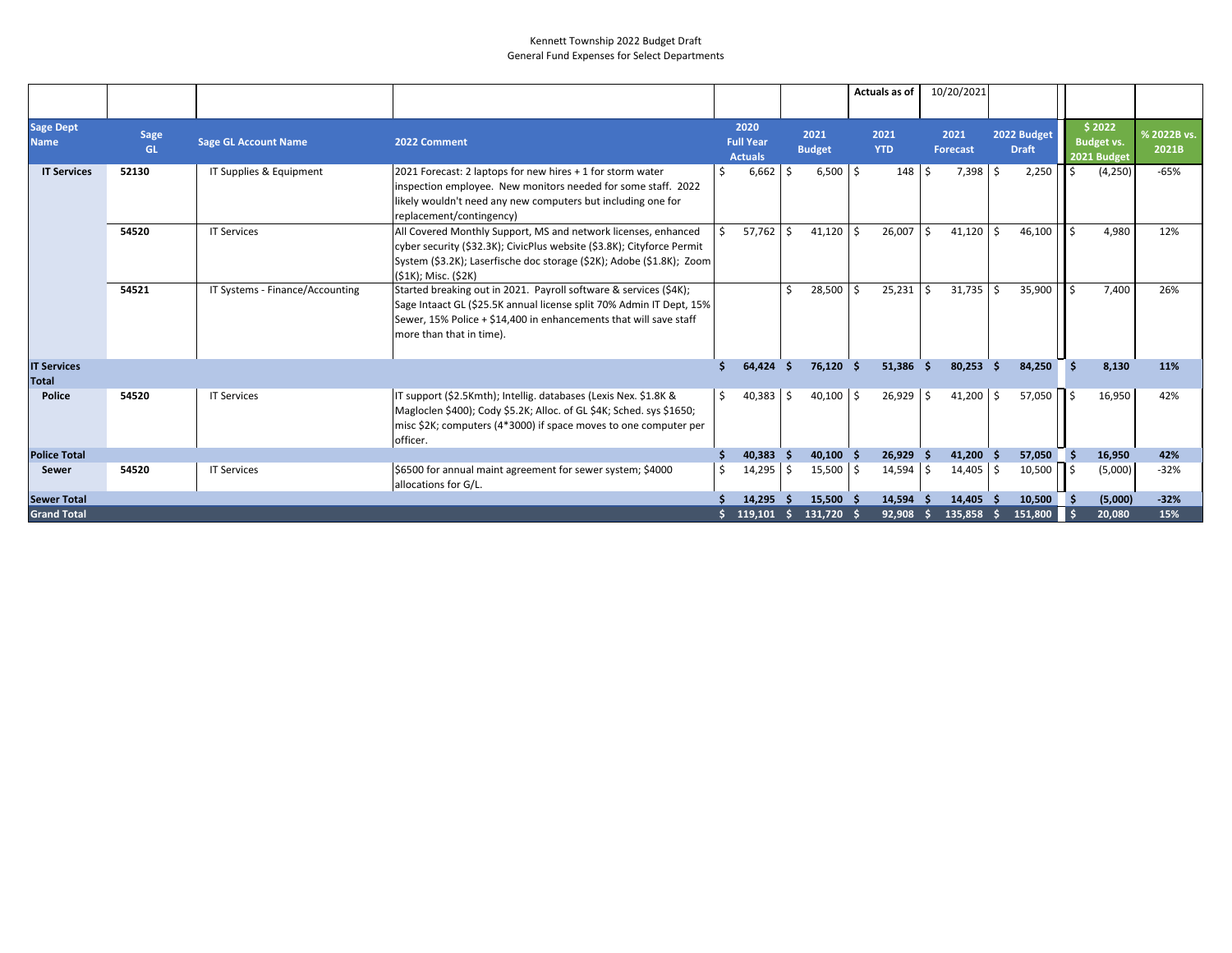Kennett Township 2022 Budget Draft
General Fund Expenses for Select Departments

| | | | | | | Actuals as of | 10/20/2021 | | | |
|---|---|---|---|---|---|---|---|---|---|---|
| **Sage Dept Name** | **Sage GL** | **Sage GL Account Name** | **2022 Comment** | **2020 Full Year Actuals** | **2021 Budget** | **2021 YTD** | **2021 Forecast** | **2022 Budget Draft** | **$ 2022 Budget vs. 2021 Budget** | **% 2022B vs. 2021B** |
| **IT Services** | **52130** | IT Supplies & Equipment | 2021 Forecast: 2 laptops for new hires + 1 for storm water inspection employee. New monitors needed for some staff. 2022 likely wouldn't need any new computers but including one for replacement/contingency) | $ 6,662 | $ 6,500 | $ 148 | $ 7,398 | $ 2,250 | $ (4,250) | -65% |
| | **54520** | IT Services | All Covered Monthly Support, MS and network licenses, enhanced cyber security ($32.3K); CivicPlus website ($3.8K); Cityforce Permit System ($3.2K); Laserfische doc storage ($2K); Adobe ($1.8K); Zoom ($1K); Misc. ($2K) | $ 57,762 | $ 41,120 | $ 26,007 | $ 41,120 | $ 46,100 | $ 4,980 | 12% |
| | **54521** | IT Systems - Finance/Accounting | Started breaking out in 2021. Payroll software & services ($4K); Sage Intaact GL ($25.5K annual license split 70% Admin IT Dept, 15% Sewer, 15% Police + $14,400 in enhancements that will save staff more than that in time). | | $ 28,500 | $ 25,231 | $ 31,735 | $ 35,900 | $ 7,400 | 26% |
| **IT Services Total** | | | | **$ 64,424** | **$ 76,120** | **$ 51,386** | **$ 80,253** | **$ 84,250** | **$ 8,130** | **11%** |
| **Police** | **54520** | IT Services | IT support ($2.5Kmth); Intellig. databases (Lexis Nex. $1.8K & Magloclen $400); Cody $5.2K; Alloc. of GL $4K; Sched. sys $1650; misc $2K; computers (4*3000) if space moves to one computer per officer. | $ 40,383 | $ 40,100 | $ 26,929 | $ 41,200 | $ 57,050 | $ 16,950 | 42% |
| **Police Total** | | | | **$ 40,383** | **$ 40,100** | **$ 26,929** | **$ 41,200** | **$ 57,050** | **$ 16,950** | **42%** |
| **Sewer** | **54520** | IT Services | $6500 for annual maint agreement for sewer system; $4000 allocations for G/L. | $ 14,295 | $ 15,500 | $ 14,594 | $ 14,405 | $ 10,500 | $ (5,000) | -32% |
| **Sewer Total** | | | | **$ 14,295** | **$ 15,500** | **$ 14,594** | **$ 14,405** | **$ 10,500** | **$ (5,000)** | **-32%** |
| **Grand Total** | | | | **$ 119,101** | **$ 131,720** | **$ 92,908** | **$ 135,858** | **$ 151,800** | **$ 20,080** | **15%** |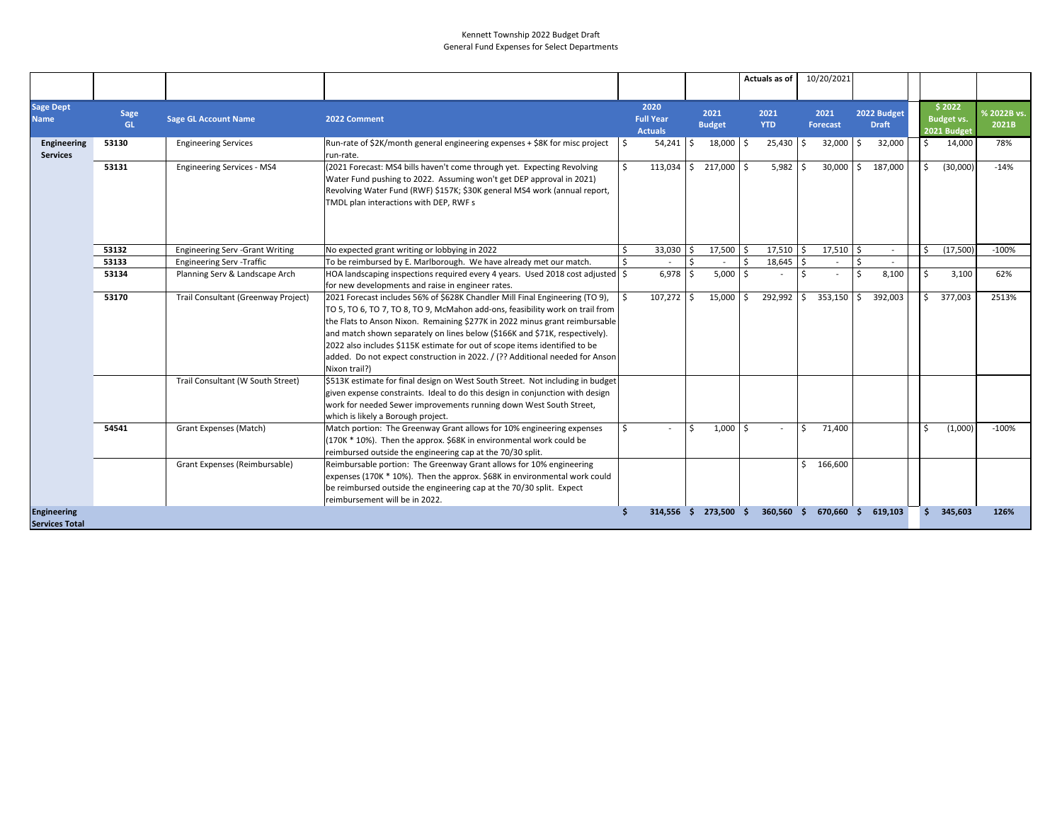Kennett Township 2022 Budget Draft
General Fund Expenses for Select Departments

| | | | | | | Actuals as of | 10/20/2021 | | | |
|---|---|---|---|---|---|---|---|---|---|---|
| Sage Dept Name | Sage GL | Sage GL Account Name | 2022 Comment | 2020 Full Year Actuals | 2021 Budget | 2021 YTD | 2021 Forecast | 2022 Budget Draft | $ 2022 Budget vs. 2021 Budget | % 2022B vs. 2021B |
| Engineering Services | 53130 | Engineering Services | Run-rate of $2K/month general engineering expenses + $8K for misc project run-rate. | $ 54,241 | $ 18,000 | $ 25,430 | $ 32,000 | $ 32,000 | $ 14,000 | 78% |
| | 53131 | Engineering Services - MS4 | (2021 Forecast: MS4 bills haven't come through yet. Expecting Revolving Water Fund pushing to 2022. Assuming won't get DEP approval in 2021) Revolving Water Fund (RWF) $157K; $30K general MS4 work (annual report, TMDL plan interactions with DEP, RWF s | $ 113,034 | $ 217,000 | $ 5,982 | $ 30,000 | $ 187,000 | $ (30,000) | -14% |
| | 53132 | Engineering Serv -Grant Writing | No expected grant writing or lobbying in 2022 | $ 33,030 | $ 17,500 | $ 17,510 | $ 17,510 | $ - | $ (17,500) | -100% |
| | 53133 | Engineering Serv -Traffic | To be reimbursed by E. Marlborough. We have already met our match. | $ - | $ - | $ 18,645 | $ - | $ - | | |
| | 53134 | Planning Serv & Landscape Arch | HOA landscaping inspections required every 4 years. Used 2018 cost adjusted for new developments and raise in engineer rates. | $ 6,978 | $ 5,000 | $ - | $ - | $ 8,100 | $ 3,100 | 62% |
| | 53170 | Trail Consultant (Greenway Project) | 2021 Forecast includes 56% of $628K Chandler Mill Final Engineering (TO 9), TO 5, TO 6, TO 7, TO 8, TO 9, McMahon add-ons, feasibility work on trail from the Flats to Anson Nixon. Remaining $277K in 2022 minus grant reimbursable and match shown separately on lines below ($166K and $71K, respectively). 2022 also includes $115K estimate for out of scope items identified to be added. Do not expect construction in 2022. / (?? Additional needed for Anson Nixon trail?) | $ 107,272 | $ 15,000 | $ 292,992 | $ 353,150 | $ 392,003 | $ 377,003 | 2513% |
| | | Trail Consultant (W South Street) | $513K estimate for final design on West South Street. Not including in budget given expense constraints. Ideal to do this design in conjunction with design work for needed Sewer improvements running down West South Street, which is likely a Borough project. | | | | | | | |
| | 54541 | Grant Expenses (Match) | Match portion: The Greenway Grant allows for 10% engineering expenses (170K * 10%). Then the approx. $68K in environmental work could be reimbursed outside the engineering cap at the 70/30 split. | $ - | $ 1,000 | $ - | $ 71,400 | | $ (1,000) | -100% |
| | | Grant Expenses (Reimbursable) | Reimbursable portion: The Greenway Grant allows for 10% engineering expenses (170K * 10%). Then the approx. $68K in environmental work could be reimbursed outside the engineering cap at the 70/30 split. Expect reimbursement will be in 2022. | | | | $ 166,600 | | | |
| Engineering Services Total | | | | $ 314,556 | $ 273,500 | $ 360,560 | $ 670,660 | $ 619,103 | $ 345,603 | 126% |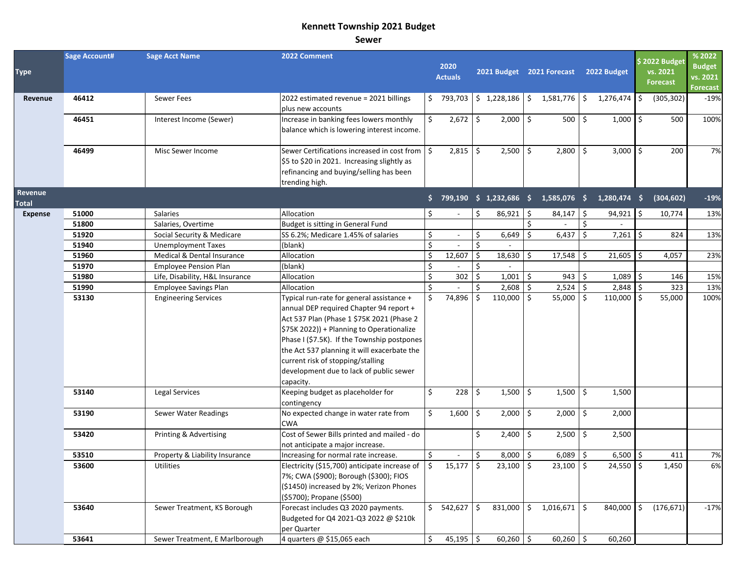# Kennett Township 2021 Budget

## Sewer

| Type | Sage Account# | Sage Acct Name | 2022 Comment | 2020 Actuals | 2021 Budget | 2021 Forecast | 2022 Budget | $ 2022 Budget vs. 2021 Forecast | % 2022 Budget vs. 2021 Forecast |
|---|---|---|---|---|---|---|---|---|---|
| Revenue | 46412 | Sewer Fees | 2022 estimated revenue = 2021 billings plus new accounts | $ 793,703 | $ 1,228,186 | $ 1,581,776 | $ 1,276,474 | $ (305,302) | -19% |
| | 46451 | Interest Income (Sewer) | Increase in banking fees lowers monthly balance which is lowering interest income. | $ 2,672 | $ 2,000 | $ 500 | $ 1,000 | $ 500 | 100% |
| | 46499 | Misc Sewer Income | Sewer Certifications increased in cost from $5 to $20 in 2021. Increasing slightly as refinancing and buying/selling has been trending high. | $ 2,815 | $ 2,500 | $ 2,800 | $ 3,000 | $ 200 | 7% |
| Revenue Total | | | | $ 799,190 | $ 1,232,686 | $ 1,585,076 | $ 1,280,474 | $ (304,602) | -19% |
| Expense | 51000 | Salaries | Allocation | $ - | $ 86,921 | $ 84,147 | $ 94,921 | $ 10,774 | 13% |
| | 51800 | Salaries, Overtime | Budget is sitting in General Fund | | | $ - | $ - | | |
| | 51920 | Social Security & Medicare | SS 6.2%; Medicare 1.45% of salaries | $ - | $ 6,649 | $ 6,437 | $ 7,261 | $ 824 | 13% |
| | 51940 | Unemployment Taxes | (blank) | $ - | $ - | | | | |
| | 51960 | Medical & Dental Insurance | Allocation | $ 12,607 | $ 18,630 | $ 17,548 | $ 21,605 | $ 4,057 | 23% |
| | 51970 | Employee Pension Plan | (blank) | $ - | $ - | | | | |
| | 51980 | Life, Disability, H&L Insurance | Allocation | $ 302 | $ 1,001 | $ 943 | $ 1,089 | $ 146 | 15% |
| | 51990 | Employee Savings Plan | Allocation | $ - | $ 2,608 | $ 2,524 | $ 2,848 | $ 323 | 13% |
| | 53130 | Engineering Services | Typical run-rate for general assistance + annual DEP required Chapter 94 report + Act 537 Plan (Phase 1 $75K 2021 (Phase 2 $75K 2022)) + Planning to Operationalize Phase I ($7.5K). If the Township postpones the Act 537 planning it will exacerbate the current risk of stopping/stalling development due to lack of public sewer capacity. | $ 74,896 | $ 110,000 | $ 55,000 | $ 110,000 | $ 55,000 | 100% |
| | 53140 | Legal Services | Keeping budget as placeholder for contingency | $ 228 | $ 1,500 | $ 1,500 | $ 1,500 | | |
| | 53190 | Sewer Water Readings | No expected change in water rate from CWA | $ 1,600 | $ 2,000 | $ 2,000 | $ 2,000 | | |
| | 53420 | Printing & Advertising | Cost of Sewer Bills printed and mailed - do not anticipate a major increase. | | $ 2,400 | $ 2,500 | $ 2,500 | | |
| | 53510 | Property & Liability Insurance | Increasing for normal rate increase. | $ - | $ 8,000 | $ 6,089 | $ 6,500 | $ 411 | 7% |
| | 53600 | Utilities | Electricity ($15,700) anticipate increase of 7%; CWA ($900); Borough ($300); FIOS ($1450) increased by 2%; Verizon Phones ($5700); Propane ($500) | $ 15,177 | $ 23,100 | $ 23,100 | $ 24,550 | $ 1,450 | 6% |
| | 53640 | Sewer Treatment, KS Borough | Forecast includes Q3 2020 payments. Budgeted for Q4 2021-Q3 2022 @ $210k per Quarter | $ 542,627 | $ 831,000 | $ 1,016,671 | $ 840,000 | $ (176,671) | -17% |
| | 53641 | Sewer Treatment, E Marlborough | 4 quarters @ $15,065 each | $ 45,195 | $ 60,260 | $ 60,260 | $ 60,260 | | |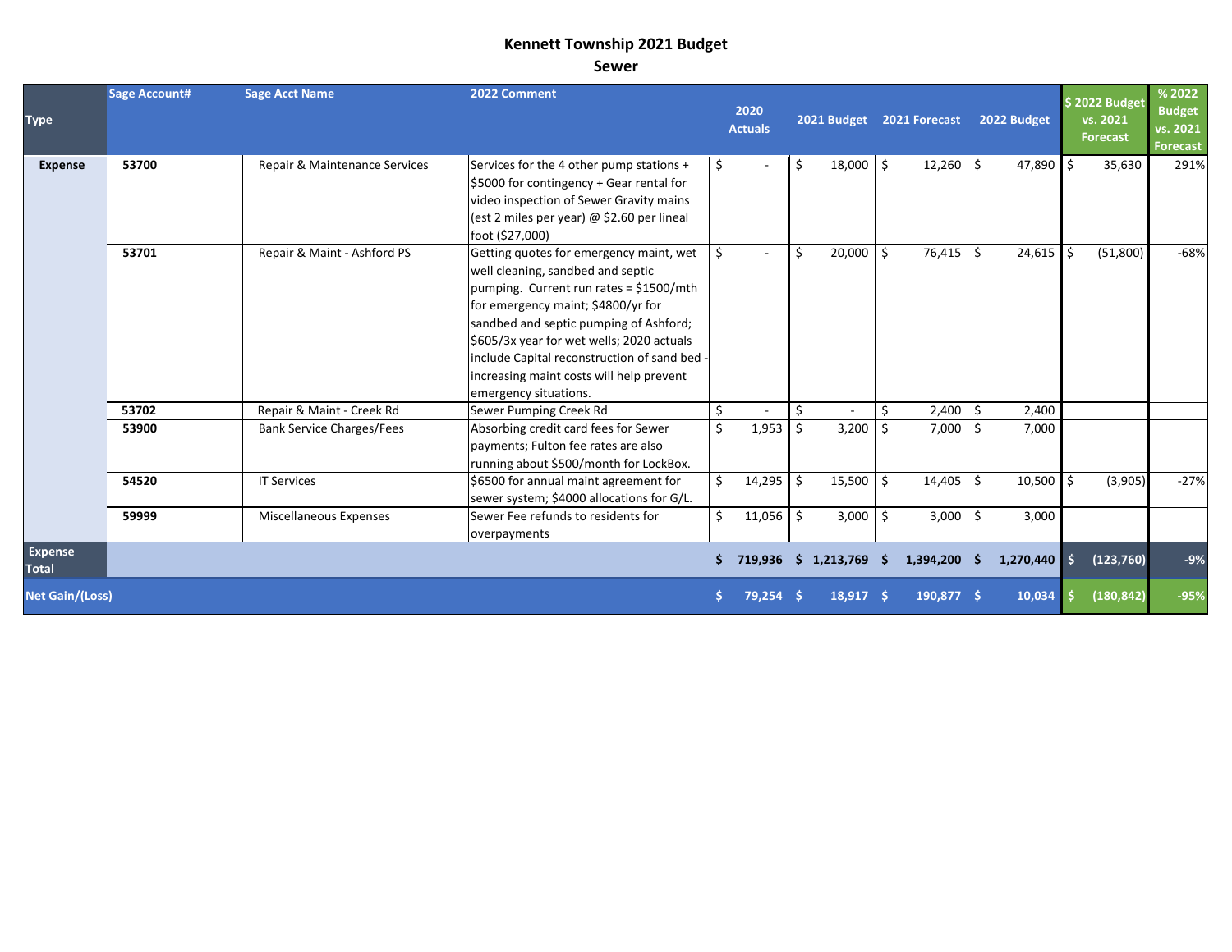# Kennett Township 2021 Budget

## Sewer

| Type | Sage Account# | Sage Acct Name | 2022 Comment | 2020 Actuals | 2021 Budget | 2021 Forecast | 2022 Budget | $ 2022 Budget vs. 2021 Forecast | % 2022 Budget vs. 2021 Forecast |
|---|---|---|---|---|---|---|---|---|---|
| **Expense** | **53700** | Repair & Maintenance Services | Services for the 4 other pump stations + $5000 for contingency + Gear rental for video inspection of Sewer Gravity mains (est 2 miles per year) @ $2.60 per lineal foot ($27,000) | $ - | $ 18,000 | $ 12,260 | $ 47,890 | $ 35,630 | 291% |
| | **53701** | Repair & Maint - Ashford PS | Getting quotes for emergency maint, wet well cleaning, sandbed and septic pumping. Current run rates = $1500/mth for emergency maint; $4800/yr for sandbed and septic pumping of Ashford; $605/3x year for wet wells; 2020 actuals include Capital reconstruction of sand bed - increasing maint costs will help prevent emergency situations. | $ - | $ 20,000 | $ 76,415 | $ 24,615 | $ (51,800) | -68% |
| | **53702** | Repair & Maint - Creek Rd | Sewer Pumping Creek Rd | $ - | $ - | $ 2,400 | $ 2,400 | | |
| | **53900** | Bank Service Charges/Fees | Absorbing credit card fees for Sewer payments; Fulton fee rates are also running about $500/month for LockBox. | $ 1,953 | $ 3,200 | $ 7,000 | $ 7,000 | | |
| | **54520** | IT Services | $6500 for annual maint agreement for sewer system; $4000 allocations for G/L. | $ 14,295 | $ 15,500 | $ 14,405 | $ 10,500 | $ (3,905) | -27% |
| | **59999** | Miscellaneous Expenses | Sewer Fee refunds to residents for overpayments | $ 11,056 | $ 3,000 | $ 3,000 | $ 3,000 | | |
| **Expense Total** | | | | **$ 719,936** | **$ 1,213,769** | **$ 1,394,200** | **$ 1,270,440** | **$ (123,760)** | **-9%** |
| **Net Gain/(Loss)** | | | | **$ 79,254** | **$ 18,917** | **$ 190,877** | **$ 10,034** | **$ (180,842)** | **-95%** |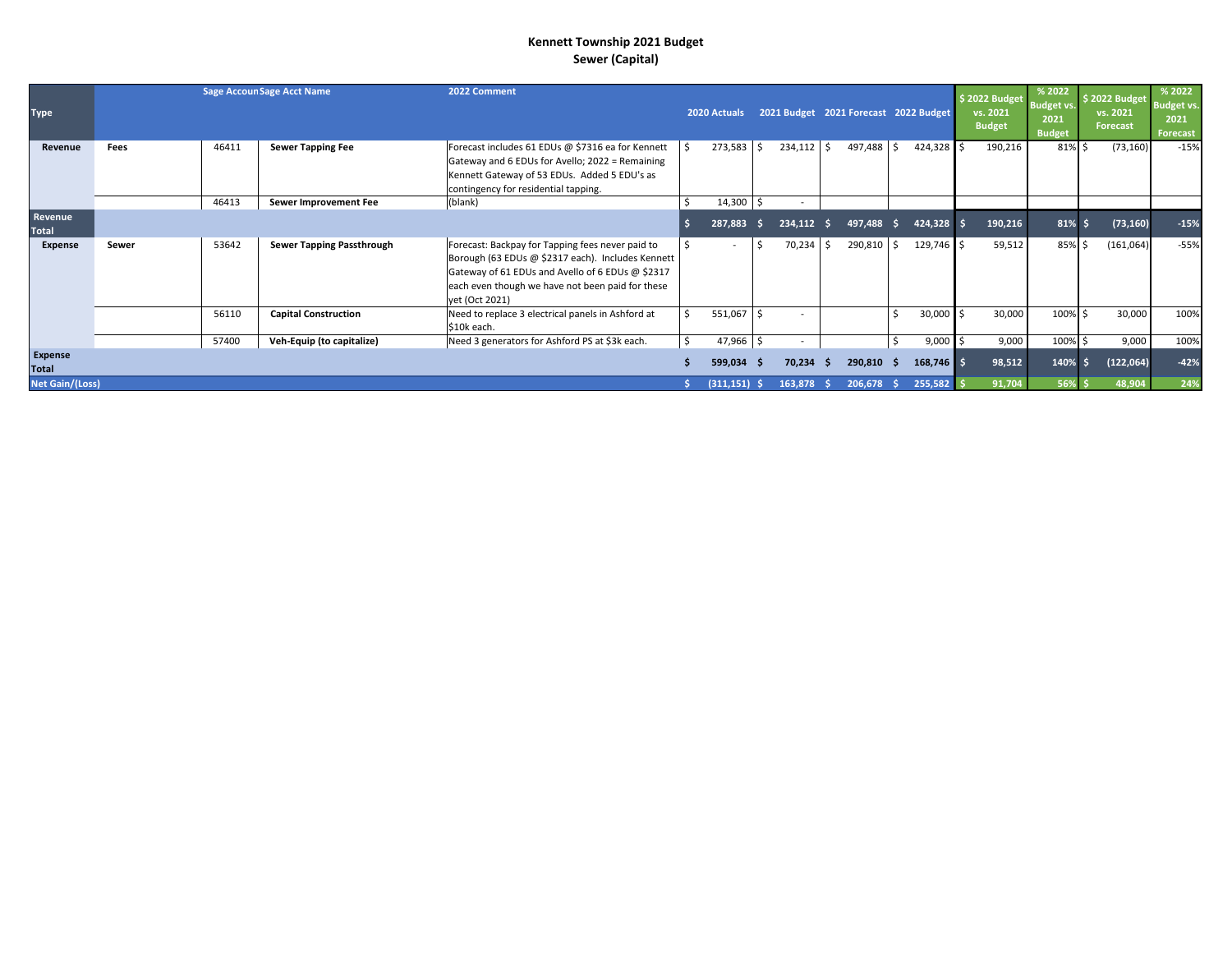# Kennett Township 2021 Budget
## Sewer (Capital)

| Type | | Sage Accoun | Sage Acct Name | 2022 Comment | 2020 Actuals | 2021 Budget | 2021 Forecast | 2022 Budget | $ 2022 Budget vs. 2021 Budget | % 2022 Budget vs. 2021 Budget | $ 2022 Budget vs. 2021 Forecast | % 2022 Budget vs. 2021 Forecast |
|---|---|---|---|---|---|---|---|---|---|---|---|---|
| Revenue | Fees | 46411 | Sewer Tapping Fee | Forecast includes 61 EDUs @ $7316 ea for Kennett Gateway and 6 EDUs for Avello; 2022 = Remaining Kennett Gateway of 53 EDUs. Added 5 EDU's as contingency for residential tapping. | $ 273,583 | $ 234,112 | $ 497,488 | $ 424,328 | $ 190,216 | 81% | $ (73,160) | -15% |
| | | 46413 | Sewer Improvement Fee | (blank) | $ 14,300 | $ - | | | | | | |
| Revenue Total | | | | | $ 287,883 | $ 234,112 | $ 497,488 | $ 424,328 | $ 190,216 | 81% | $ (73,160) | -15% |
| Expense | Sewer | 53642 | Sewer Tapping Passthrough | Forecast: Backpay for Tapping fees never paid to Borough (63 EDUs @ $2317 each). Includes Kennett Gateway of 61 EDUs and Avello of 6 EDUs @ $2317 each even though we have not been paid for these yet (Oct 2021) | $ - | $ 70,234 | $ 290,810 | $ 129,746 | $ 59,512 | 85% | $ (161,064) | -55% |
| | | 56110 | Capital Construction | Need to replace 3 electrical panels in Ashford at $10k each. | $ 551,067 | $ - | | $ 30,000 | $ 30,000 | 100% | $ 30,000 | 100% |
| | | 57400 | Veh-Equip (to capitalize) | Need 3 generators for Ashford PS at $3k each. | $ 47,966 | $ - | | $ 9,000 | $ 9,000 | 100% | $ 9,000 | 100% |
| Expense Total | | | | | $ 599,034 | $ 70,234 | $ 290,810 | $ 168,746 | $ 98,512 | 140% | $ (122,064) | -42% |
| Net Gain/(Loss) | | | | | $ (311,151) | $ 163,878 | $ 206,678 | $ 255,582 | $ 91,704 | 56% | $ 48,904 | 24% |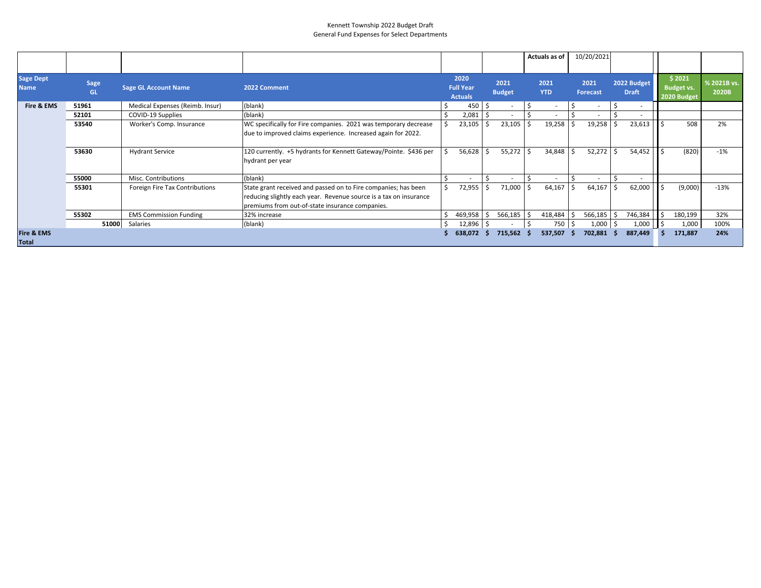Kennett Township 2022 Budget Draft
General Fund Expenses for Select Departments

| | | | | | | Actuals as of | 10/20/2021 | | | |
|---|---|---|---|---|---|---|---|---|---|---|
| Sage Dept Name | Sage GL | Sage GL Account Name | 2022 Comment | 2020 Full Year Actuals | 2021 Budget | 2021 YTD | 2021 Forecast | 2022 Budget Draft | $ 2021 Budget vs. 2020 Budget | % 2021B vs. 2020B |
| Fire & EMS | 51961 | Medical Expenses (Reimb. Insur) | (blank) | $ 450 | $ - | $ - | $ - | $ - | | |
| | 52101 | COVID-19 Supplies | (blank) | $ 2,081 | $ - | $ - | $ - | $ - | | |
| | 53540 | Worker's Comp. Insurance | WC specifically for Fire companies. 2021 was temporary decrease due to improved claims experience. Increased again for 2022. | $ 23,105 | $ 23,105 | $ 19,258 | $ 19,258 | $ 23,613 | $ 508 | 2% |
| | 53630 | Hydrant Service | 120 currently. +5 hydrants for Kennett Gateway/Pointe. $436 per hydrant per year | $ 56,628 | $ 55,272 | $ 34,848 | $ 52,272 | $ 54,452 | $ (820) | -1% |
| | 55000 | Misc. Contributions | (blank) | $ - | $ - | $ - | $ - | $ - | | |
| | 55301 | Foreign Fire Tax Contributions | State grant received and passed on to Fire companies; has been reducing slightly each year. Revenue source is a tax on insurance premiums from out-of-state insurance companies. | $ 72,955 | $ 71,000 | $ 64,167 | $ 64,167 | $ 62,000 | $ (9,000) | -13% |
| | 55302 | EMS Commission Funding | 32% increase | $ 469,958 | $ 566,185 | $ 418,484 | $ 566,185 | $ 746,384 | $ 180,199 | 32% |
| | 51000 | Salaries | (blank) | $ 12,896 | $ - | $ 750 | $ 1,000 | $ 1,000 | $ 1,000 | 100% |
| **Fire & EMS Total** | | | | **$ 638,072** | **$ 715,562** | **$ 537,507** | **$ 702,881** | **$ 887,449** | **$ 171,887** | **24%** |